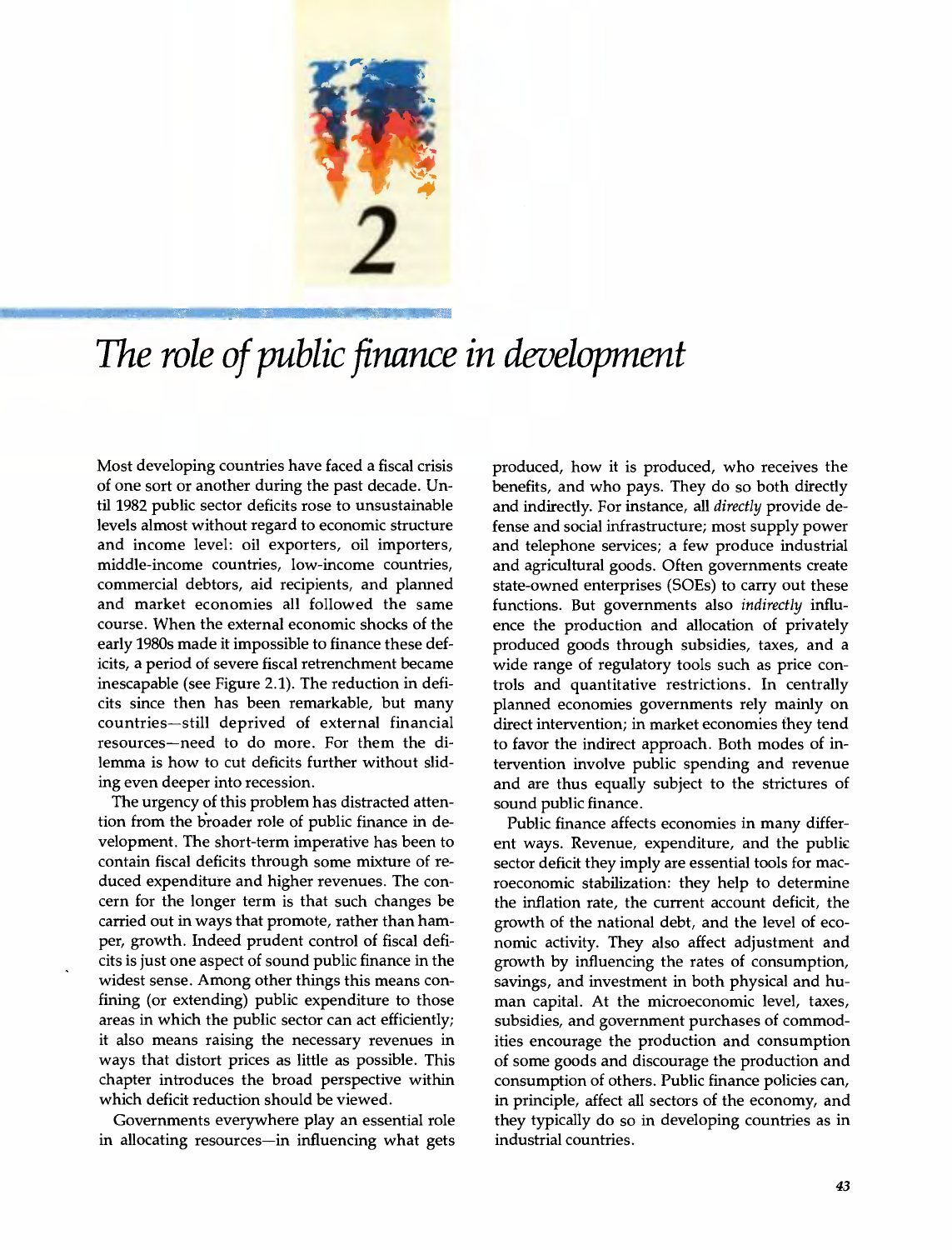# 2

# The role of public finance in development

Most developing countries have faced a fiscal crisis of one sort or another during the past decade. Until 1982 public sector deficits rose to unsustainable levels almost without regard to economic structure and income level: oil exporters, oil importers, middle-income countries, low-income countries, commercial debtors, aid recipients, and planned and market economies all followed the same course. When the external economic shocks of the early 1980s made it impossible to finance these deficits, a period of severe fiscal retrenchment became inescapable (see Figure 2.1). The reduction in deficits since then has been remarkable, but many countries—still deprived of external financial resources—need to do more. For them the dilemma is how to cut deficits further without sliding even deeper into recession.

The urgency of this problem has distracted attention from the broader role of public finance in development. The short-term imperative has been to contain fiscal deficits through some mixture of reduced expenditure and higher revenues. The concern for the longer term is that such changes be carried out in ways that promote, rather than hamper, growth. Indeed prudent control of fiscal deficits is just one aspect of sound public finance in the widest sense. Among other things this means confining (or extending) public expenditure to those areas in which the public sector can act efficiently; it also means raising the necessary revenues in ways that distort prices as little as possible. This chapter introduces the broad perspective within which deficit reduction should be viewed.

Governments everywhere play an essential role in allocating resources—in influencing what gets produced, how it is produced, who receives the benefits, and who pays. They do so both directly and indirectly. For instance, all *directly* provide defense and social infrastructure; most supply power and telephone services; a few produce industrial and agricultural goods. Often governments create state-owned enterprises (SOEs) to carry out these functions. But governments also *indirectly* influence the production and allocation of privately produced goods through subsidies, taxes, and a wide range of regulatory tools such as price controls and quantitative restrictions. In centrally planned economies governments rely mainly on direct intervention; in market economies they tend to favor the indirect approach. Both modes of intervention involve public spending and revenue and are thus equally subject to the strictures of sound public finance.

Public finance affects economies in many different ways. Revenue, expenditure, and the public sector deficit they imply are essential tools for macroeconomic stabilization: they help to determine the inflation rate, the current account deficit, the growth of the national debt, and the level of economic activity. They also affect adjustment and growth by influencing the rates of consumption, savings, and investment in both physical and human capital. At the microeconomic level, taxes, subsidies, and government purchases of commodities encourage the production and consumption of some goods and discourage the production and consumption of others. Public finance policies can, in principle, affect all sectors of the economy, and they typically do so in developing countries as in industrial countries.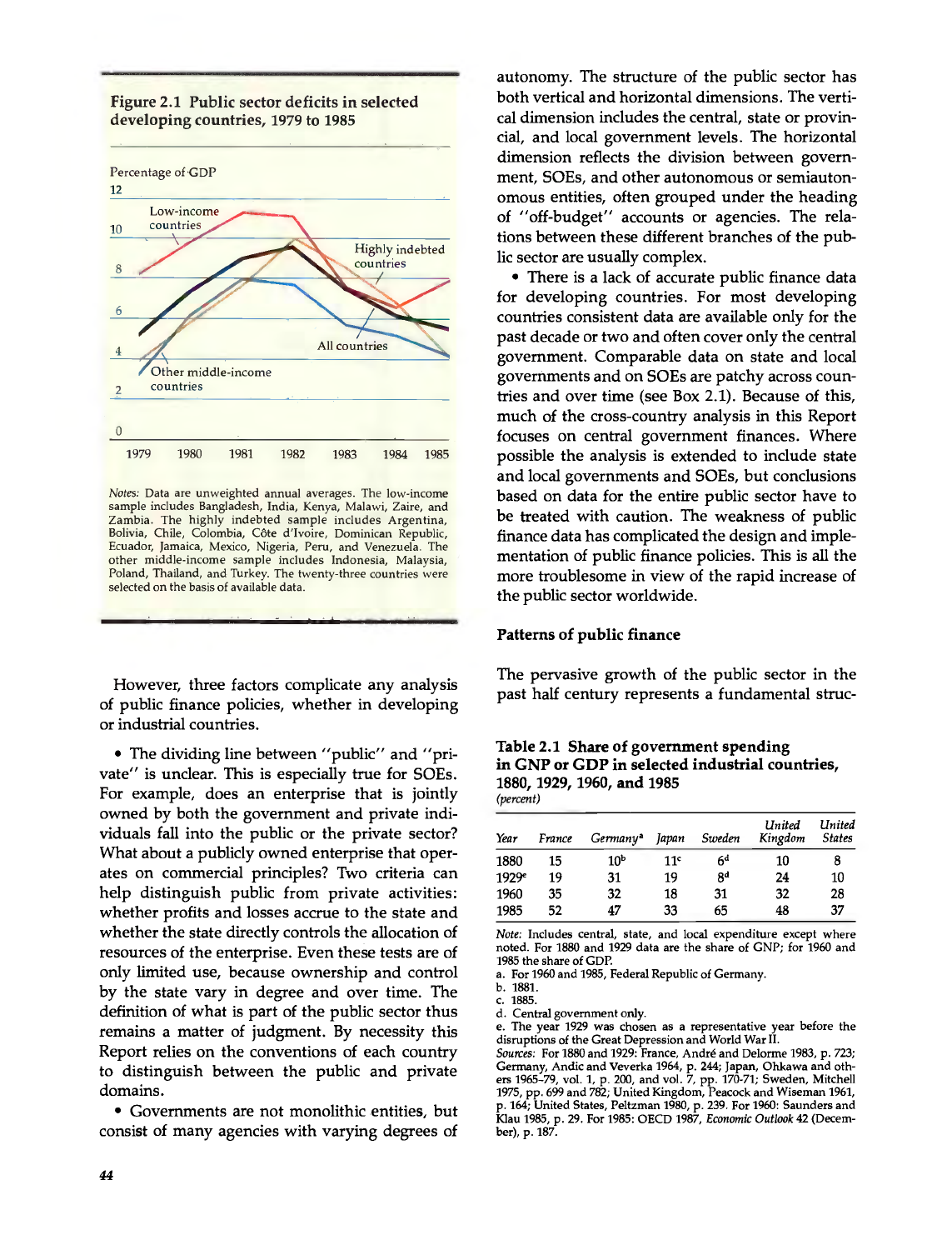**Figure 2.1 Public sector deficits in selected developing countries, 1979 to 1985**

*Notes:* Data are unweighted annual averages. The low-income sample includes Bangladesh, India, Kenya, Malawi, Zaire, and Zambia. The highly indebted sample includes Argentina, Bolivia, Chile, Colombia, Côte d'Ivoire, Dominican Republic, Ecuador, Jamaica, Mexico, Nigeria, Peru, and Venezuela. The other middle-income sample includes Indonesia, Malaysia, Poland, Thailand, and Turkey. The twenty-three countries were selected on the basis of available data.

However, three factors complicate any analysis of public finance policies, whether in developing or industrial countries.

- The dividing line between "public" and "private" is unclear. This is especially true for SOEs. For example, does an enterprise that is jointly owned by both the government and private individuals fall into the public or the private sector? What about a publicly owned enterprise that operates on commercial principles? Two criteria can help distinguish public from private activities: whether profits and losses accrue to the state and whether the state directly controls the allocation of resources of the enterprise. Even these tests are of only limited use, because ownership and control by the state vary in degree and over time. The definition of what is part of the public sector thus remains a matter of judgment. By necessity this Report relies on the conventions of each country to distinguish between the public and private domains.
- Governments are not monolithic entities, but consist of many agencies with varying degrees of autonomy. The structure of the public sector has both vertical and horizontal dimensions. The vertical dimension includes the central, state or provincial, and local government levels. The horizontal dimension reflects the division between government, SOEs, and other autonomous or semiautonomous entities, often grouped under the heading of "off-budget" accounts or agencies. The relations between these different branches of the public sector are usually complex.
- There is a lack of accurate public finance data for developing countries. For most developing countries consistent data are available only for the past decade or two and often cover only the central government. Comparable data on state and local governments and on SOEs are patchy across countries and over time (see Box 2.1). Because of this, much of the cross-country analysis in this Report focuses on central government finances. Where possible the analysis is extended to include state and local governments and SOEs, but conclusions based on data for the entire public sector have to be treated with caution. The weakness of public finance data has complicated the design and implementation of public finance policies. This is all the more troublesome in view of the rapid increase of the public sector worldwide.

### Patterns of public finance

The pervasive growth of the public sector in the past half century represents a fundamental struc-

**Table 2.1 Share of government spending in GNP or GDP in selected industrial countries, 1880, 1929, 1960, and 1985**
*(percent)*

| Year | France | Germany[a] | Japan | Sweden | United Kingdom | United States |
|---|---|---|---|---|---|---|
| 1880 | 15 | 10[b] | 11[c] | 6[d] | 10 | 8 |
| 1929[e] | 19 | 31 | 19 | 8[d] | 24 | 10 |
| 1960 | 35 | 32 | 18 | 31 | 32 | 28 |
| 1985 | 52 | 47 | 33 | 65 | 48 | 37 |

*Note:* Includes central, state, and local expenditure except where noted. For 1880 and 1929 data are the share of GNP; for 1960 and 1985 the share of GDP.

a. For 1960 and 1985, Federal Republic of Germany.

b. 1881.

c. 1885.

d. Central government only.

e. The year 1929 was chosen as a representative year before the disruptions of the Great Depression and World War II.

*Sources:* For 1880 and 1929: France, André and Delorme 1983, p. 723; Germany, Andic and Veverka 1964, p. 244; Japan, Ohkawa and others 1965–79, vol. 1, p. 200, and vol. 7, pp. 170–71; Sweden, Mitchell 1975, pp. 699 and 782; United Kingdom, Peacock and Wiseman 1961, p. 164; United States, Peltzman 1980, p. 239. For 1960: Saunders and Klau 1985, p. 29. For 1985: OECD 1987, *Economic Outlook* 42 (December), p. 187.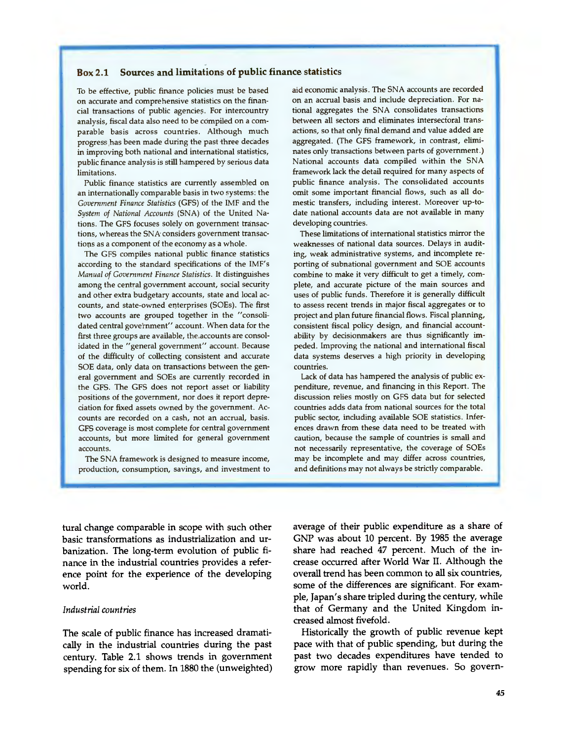### Box 2.1 Sources and limitations of public finance statistics

To be effective, public finance policies must be based on accurate and comprehensive statistics on the financial transactions of public agencies. For intercountry analysis, fiscal data also need to be compiled on a comparable basis across countries. Although much progress has been made during the past three decades in improving both national and international statistics, public finance analysis is still hampered by serious data limitations.

Public finance statistics are currently assembled on an internationally comparable basis in two systems: the *Government Finance Statistics* (GFS) of the IMF and the *System of National Accounts* (SNA) of the United Nations. The GFS focuses solely on government transactions, whereas the SNA considers government transactions as a component of the economy as a whole.

The GFS compiles national public finance statistics according to the standard specifications of the IMF's *Manual of Government Finance Statistics*. It distinguishes among the central government account, social security and other extra budgetary accounts, state and local accounts, and state-owned enterprises (SOEs). The first two accounts are grouped together in the "consolidated central government" account. When data for the first three groups are available, the accounts are consolidated in the "general government" account. Because of the difficulty of collecting consistent and accurate SOE data, only data on transactions between the general government and SOEs are currently recorded in the GFS. The GFS does not report asset or liability positions of the government, nor does it report depreciation for fixed assets owned by the government. Accounts are recorded on a cash, not an accrual, basis. GFS coverage is most complete for central government accounts, but more limited for general government accounts.

The SNA framework is designed to measure income, production, consumption, savings, and investment to aid economic analysis. The SNA accounts are recorded on an accrual basis and include depreciation. For national aggregates the SNA consolidates transactions between all sectors and eliminates intersectoral transactions, so that only final demand and value added are aggregated. (The GFS framework, in contrast, eliminates only transactions between parts of government.) National accounts data compiled within the SNA framework lack the detail required for many aspects of public finance analysis. The consolidated accounts omit some important financial flows, such as all domestic transfers, including interest. Moreover up-to-date national accounts data are not available in many developing countries.

These limitations of international statistics mirror the weaknesses of national data sources. Delays in auditing, weak administrative systems, and incomplete reporting of subnational government and SOE accounts combine to make it very difficult to get a timely, complete, and accurate picture of the main sources and uses of public funds. Therefore it is generally difficult to assess recent trends in major fiscal aggregates or to project and plan future financial flows. Fiscal planning, consistent fiscal policy design, and financial accountability by decisionmakers are thus significantly impeded. Improving the national and international fiscal data systems deserves a high priority in developing countries.

Lack of data has hampered the analysis of public expenditure, revenue, and financing in this Report. The discussion relies mostly on GFS data but for selected countries adds data from national sources for the total public sector, including available SOE statistics. Inferences drawn from these data need to be treated with caution, because the sample of countries is small and not necessarily representative, the coverage of SOEs may be incomplete and may differ across countries, and definitions may not always be strictly comparable.

tural change comparable in scope with such other basic transformations as industrialization and urbanization. The long-term evolution of public finance in the industrial countries provides a reference point for the experience of the developing world.

*Industrial countries*

The scale of public finance has increased dramatically in the industrial countries during the past century. Table 2.1 shows trends in government spending for six of them. In 1880 the (unweighted) average of their public expenditure as a share of GNP was about 10 percent. By 1985 the average share had reached 47 percent. Much of the increase occurred after World War II. Although the overall trend has been common to all six countries, some of the differences are significant. For example, Japan's share tripled during the century, while that of Germany and the United Kingdom increased almost fivefold.

Historically the growth of public revenue kept pace with that of public spending, but during the past two decades expenditures have tended to grow more rapidly than revenues. So govern-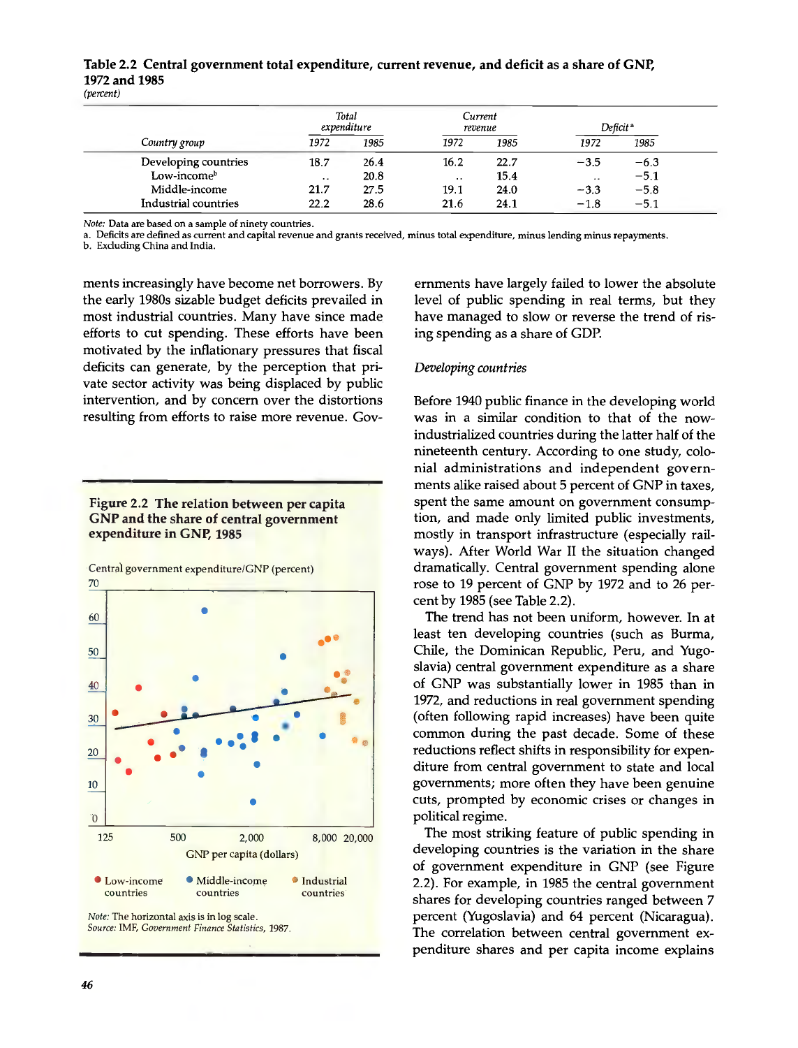**Table 2.2 Central government total expenditure, current revenue, and deficit as a share of GNP, 1972 and 1985**
*(percent)*

| Country group | Total expenditure | | Current revenue | | Deficit[a] | |
|---|---|---|---|---|---|---|
| | 1972 | 1985 | 1972 | 1985 | 1972 | 1985 |
| Developing countries | 18.7 | 26.4 | 16.2 | 22.7 | −3.5 | −6.3 |
| Low-income[b] | .. | 20.8 | .. | 15.4 | .. | −5.1 |
| Middle-income | 21.7 | 27.5 | 19.1 | 24.0 | −3.3 | −5.8 |
| Industrial countries | 22.2 | 28.6 | 21.6 | 24.1 | −1.8 | −5.1 |

*Note:* Data are based on a sample of ninety countries.
a. Deficits are defined as current and capital revenue and grants received, minus total expenditure, minus lending minus repayments.
b. Excluding China and India.

ments increasingly have become net borrowers. By the early 1980s sizable budget deficits prevailed in most industrial countries. Many have since made efforts to cut spending. These efforts have been motivated by the inflationary pressures that fiscal deficits can generate, by the perception that private sector activity was being displaced by public intervention, and by concern over the distortions resulting from efforts to raise more revenue. Governments have largely failed to lower the absolute level of public spending in real terms, but they have managed to slow or reverse the trend of rising spending as a share of GDP.

**Figure 2.2 The relation between per capita GNP and the share of central government expenditure in GNP, 1985**

Central government expenditure/GNP (percent)

GNP per capita (dollars)

● Low-income countries ● Middle-income countries ● Industrial countries

*Note:* The horizontal axis is in log scale.
*Source:* IMF, *Government Finance Statistics,* 1987.

### *Developing countries*

Before 1940 public finance in the developing world was in a similar condition to that of the now-industrialized countries during the latter half of the nineteenth century. According to one study, colonial administrations and independent governments alike raised about 5 percent of GNP in taxes, spent the same amount on government consumption, and made only limited public investments, mostly in transport infrastructure (especially railways). After World War II the situation changed dramatically. Central government spending alone rose to 19 percent of GNP by 1972 and to 26 percent by 1985 (see Table 2.2).

The trend has not been uniform, however. In at least ten developing countries (such as Burma, Chile, the Dominican Republic, Peru, and Yugoslavia) central government expenditure as a share of GNP was substantially lower in 1985 than in 1972, and reductions in real government spending (often following rapid increases) have been quite common during the past decade. Some of these reductions reflect shifts in responsibility for expenditure from central government to state and local governments; more often they have been genuine cuts, prompted by economic crises or changes in political regime.

The most striking feature of public spending in developing countries is the variation in the share of government expenditure in GNP (see Figure 2.2). For example, in 1985 the central government shares for developing countries ranged between 7 percent (Yugoslavia) and 64 percent (Nicaragua). The correlation between central government expenditure shares and per capita income explains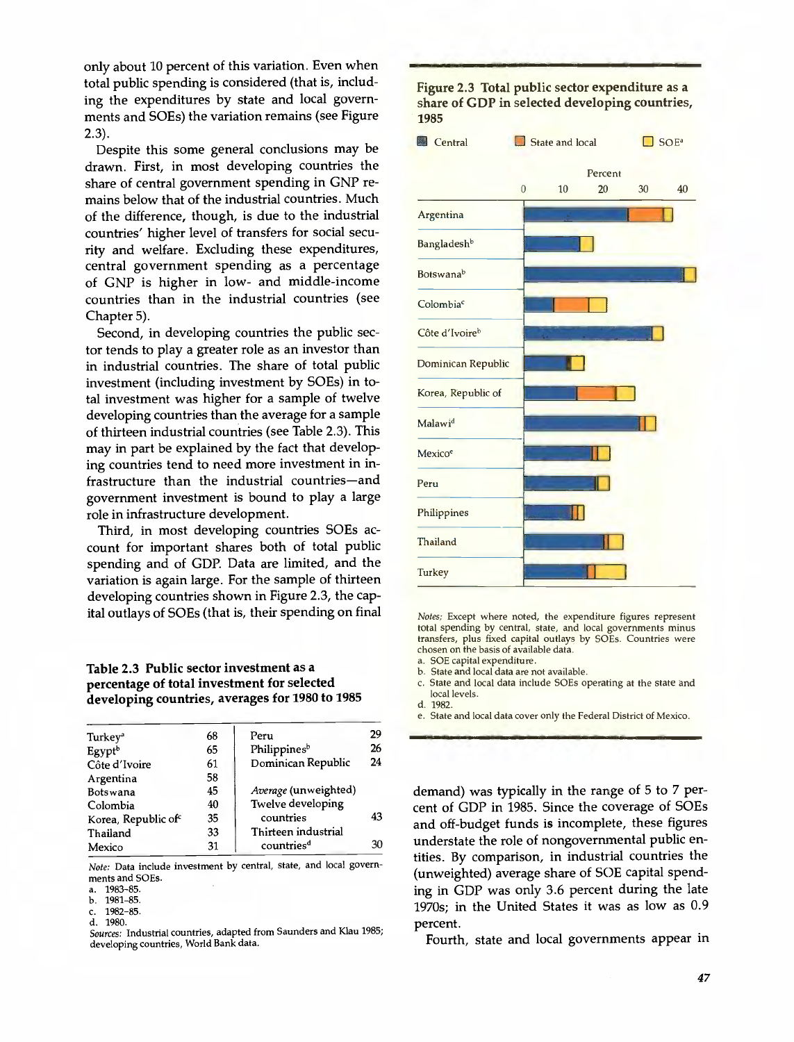only about 10 percent of this variation. Even when total public spending is considered (that is, including the expenditures by state and local governments and SOEs) the variation remains (see Figure 2.3).

Despite this some general conclusions may be drawn. First, in most developing countries the share of central government spending in GNP remains below that of the industrial countries. Much of the difference, though, is due to the industrial countries' higher level of transfers for social security and welfare. Excluding these expenditures, central government spending as a percentage of GNP is higher in low- and middle-income countries than in the industrial countries (see Chapter 5).

Second, in developing countries the public sector tends to play a greater role as an investor than in industrial countries. The share of total public investment (including investment by SOEs) in total investment was higher for a sample of twelve developing countries than the average for a sample of thirteen industrial countries (see Table 2.3). This may in part be explained by the fact that developing countries tend to need more investment in infrastructure than the industrial countries—and government investment is bound to play a large role in infrastructure development.

Third, in most developing countries SOEs account for important shares both of total public spending and of GDP. Data are limited, and the variation is again large. For the sample of thirteen developing countries shown in Figure 2.3, the capital outlays of SOEs (that is, their spending on final demand) was typically in the range of 5 to 7 percent of GDP in 1985. Since the coverage of SOEs and off-budget funds is incomplete, these figures understate the role of nongovernmental public entities. By comparison, in industrial countries the (unweighted) average share of SOE capital spending in GDP was only 3.6 percent during the late 1970s; in the United States it was as low as 0.9 percent.

Fourth, state and local governments appear in

**Table 2.3 Public sector investment as a percentage of total investment for selected developing countries, averages for 1980 to 1985**

| Country | Percent | Country | Percent |
|---|---|---|---|
| Turkey[a] | 68 | Peru | 29 |
| Egypt[b] | 65 | Philippines[b] | 26 |
| Côte d'Ivoire | 61 | Dominican Republic | 24 |
| Argentina | 58 | | |
| Botswana | 45 | *Average* (unweighted) | |
| Colombia | 40 | Twelve developing countries | 43 |
| Korea, Republic of[c] | 35 | | |
| Thailand | 33 | Thirteen industrial countries[d] | 30 |
| Mexico | 31 | | |

*Note:* Data include investment by central, state, and local governments and SOEs.

a. 1983–85.
b. 1981–85.
c. 1982–85.
d. 1980.

*Sources:* Industrial countries, adapted from Saunders and Klau 1985; developing countries, World Bank data.

**Figure 2.3 Total public sector expenditure as a share of GDP in selected developing countries, 1985**

*Notes:* Except where noted, the expenditure figures represent total spending by central, state, and local governments minus transfers, plus fixed capital outlays by SOEs. Countries were chosen on the basis of available data.

a. SOE capital expenditure.
b. State and local data are not available.
c. State and local data include SOEs operating at the state and local levels.
d. 1982.
e. State and local data cover only the Federal District of Mexico.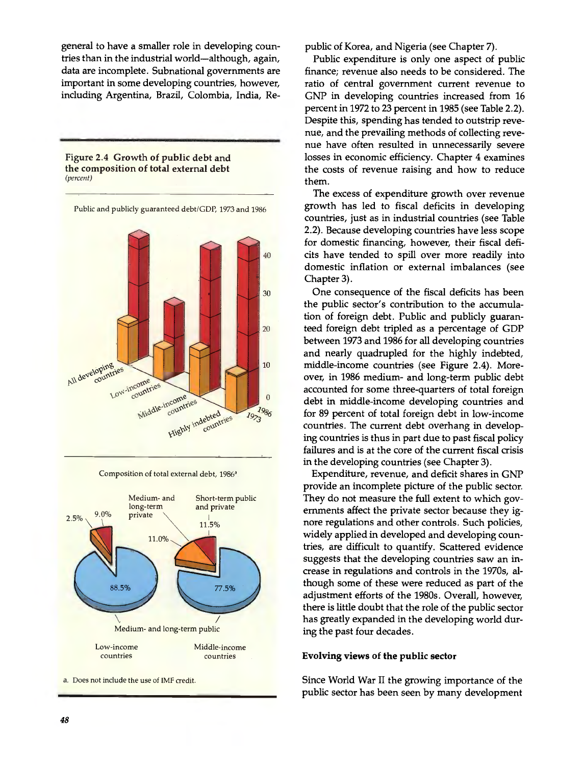general to have a smaller role in developing countries than in the industrial world—although, again, data are incomplete. Subnational governments are important in some developing countries, however, including Argentina, Brazil, Colombia, India, Republic of Korea, and Nigeria (see Chapter 7).

**Figure 2.4 Growth of public debt and the composition of total external debt**
*(percent)*

Public and publicly guaranteed debt/GDP, 1973 and 1986

Composition of total external debt, 1986[a]

Low-income countries: Medium- and long-term public 88.5%; Medium- and long-term private 2.5%; Short-term public and private 9.0%

Middle-income countries: Medium- and long-term public 77.5%; Medium- and long-term private 11.0%; Short-term public and private 11.5%

a. Does not include the use of IMF credit.

Public expenditure is only one aspect of public finance; revenue also needs to be considered. The ratio of central government current revenue to GNP in developing countries increased from 16 percent in 1972 to 23 percent in 1985 (see Table 2.2). Despite this, spending has tended to outstrip revenue, and the prevailing methods of collecting revenue have often resulted in unnecessarily severe losses in economic efficiency. Chapter 4 examines the costs of revenue raising and how to reduce them.

The excess of expenditure growth over revenue growth has led to fiscal deficits in developing countries, just as in industrial countries (see Table 2.2). Because developing countries have less scope for domestic financing, however, their fiscal deficits have tended to spill over more readily into domestic inflation or external imbalances (see Chapter 3).

One consequence of the fiscal deficits has been the public sector's contribution to the accumulation of foreign debt. Public and publicly guaranteed foreign debt tripled as a percentage of GDP between 1973 and 1986 for all developing countries and nearly quadrupled for the highly indebted, middle-income countries (see Figure 2.4). Moreover, in 1986 medium- and long-term public debt accounted for some three-quarters of total foreign debt in middle-income developing countries and for 89 percent of total foreign debt in low-income countries. The current debt overhang in developing countries is thus in part due to past fiscal policy failures and is at the core of the current fiscal crisis in the developing countries (see Chapter 3).

Expenditure, revenue, and deficit shares in GNP provide an incomplete picture of the public sector. They do not measure the full extent to which governments affect the private sector because they ignore regulations and other controls. Such policies, widely applied in developed and developing countries, are difficult to quantify. Scattered evidence suggests that the developing countries saw an increase in regulations and controls in the 1970s, although some of these were reduced as part of the adjustment efforts of the 1980s. Overall, however, there is little doubt that the role of the public sector has greatly expanded in the developing world during the past four decades.

### Evolving views of the public sector

Since World War II the growing importance of the public sector has been seen by many development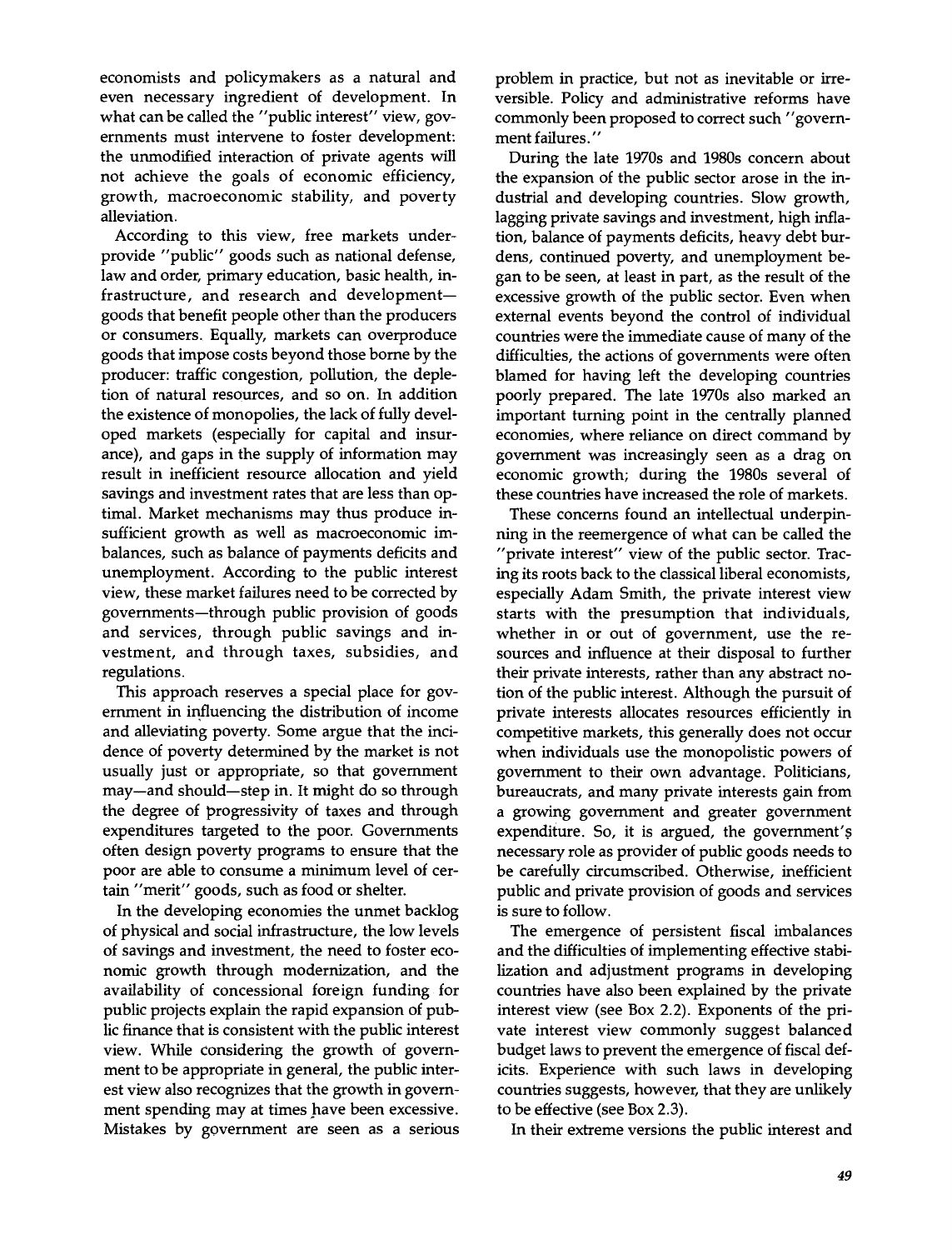economists and policymakers as a natural and even necessary ingredient of development. In what can be called the "public interest" view, governments must intervene to foster development: the unmodified interaction of private agents will not achieve the goals of economic efficiency, growth, macroeconomic stability, and poverty alleviation.

According to this view, free markets underprovide "public" goods such as national defense, law and order, primary education, basic health, infrastructure, and research and development—goods that benefit people other than the producers or consumers. Equally, markets can overproduce goods that impose costs beyond those borne by the producer: traffic congestion, pollution, the depletion of natural resources, and so on. In addition the existence of monopolies, the lack of fully developed markets (especially for capital and insurance), and gaps in the supply of information may result in inefficient resource allocation and yield savings and investment rates that are less than optimal. Market mechanisms may thus produce insufficient growth as well as macroeconomic imbalances, such as balance of payments deficits and unemployment. According to the public interest view, these market failures need to be corrected by governments—through public provision of goods and services, through public savings and investment, and through taxes, subsidies, and regulations.

This approach reserves a special place for government in influencing the distribution of income and alleviating poverty. Some argue that the incidence of poverty determined by the market is not usually just or appropriate, so that government may—and should—step in. It might do so through the degree of progressivity of taxes and through expenditures targeted to the poor. Governments often design poverty programs to ensure that the poor are able to consume a minimum level of certain "merit" goods, such as food or shelter.

In the developing economies the unmet backlog of physical and social infrastructure, the low levels of savings and investment, the need to foster economic growth through modernization, and the availability of concessional foreign funding for public projects explain the rapid expansion of public finance that is consistent with the public interest view. While considering the growth of government to be appropriate in general, the public interest view also recognizes that the growth in government spending may at times have been excessive. Mistakes by government are seen as a serious problem in practice, but not as inevitable or irreversible. Policy and administrative reforms have commonly been proposed to correct such "government failures."

During the late 1970s and 1980s concern about the expansion of the public sector arose in the industrial and developing countries. Slow growth, lagging private savings and investment, high inflation, balance of payments deficits, heavy debt burdens, continued poverty, and unemployment began to be seen, at least in part, as the result of the excessive growth of the public sector. Even when external events beyond the control of individual countries were the immediate cause of many of the difficulties, the actions of governments were often blamed for having left the developing countries poorly prepared. The late 1970s also marked an important turning point in the centrally planned economies, where reliance on direct command by government was increasingly seen as a drag on economic growth; during the 1980s several of these countries have increased the role of markets.

These concerns found an intellectual underpinning in the reemergence of what can be called the "private interest" view of the public sector. Tracing its roots back to the classical liberal economists, especially Adam Smith, the private interest view starts with the presumption that individuals, whether in or out of government, use the resources and influence at their disposal to further their private interests, rather than any abstract notion of the public interest. Although the pursuit of private interests allocates resources efficiently in competitive markets, this generally does not occur when individuals use the monopolistic powers of government to their own advantage. Politicians, bureaucrats, and many private interests gain from a growing government and greater government expenditure. So, it is argued, the government's necessary role as provider of public goods needs to be carefully circumscribed. Otherwise, inefficient public and private provision of goods and services is sure to follow.

The emergence of persistent fiscal imbalances and the difficulties of implementing effective stabilization and adjustment programs in developing countries have also been explained by the private interest view (see Box 2.2). Exponents of the private interest view commonly suggest balanced budget laws to prevent the emergence of fiscal deficits. Experience with such laws in developing countries suggests, however, that they are unlikely to be effective (see Box 2.3).

In their extreme versions the public interest and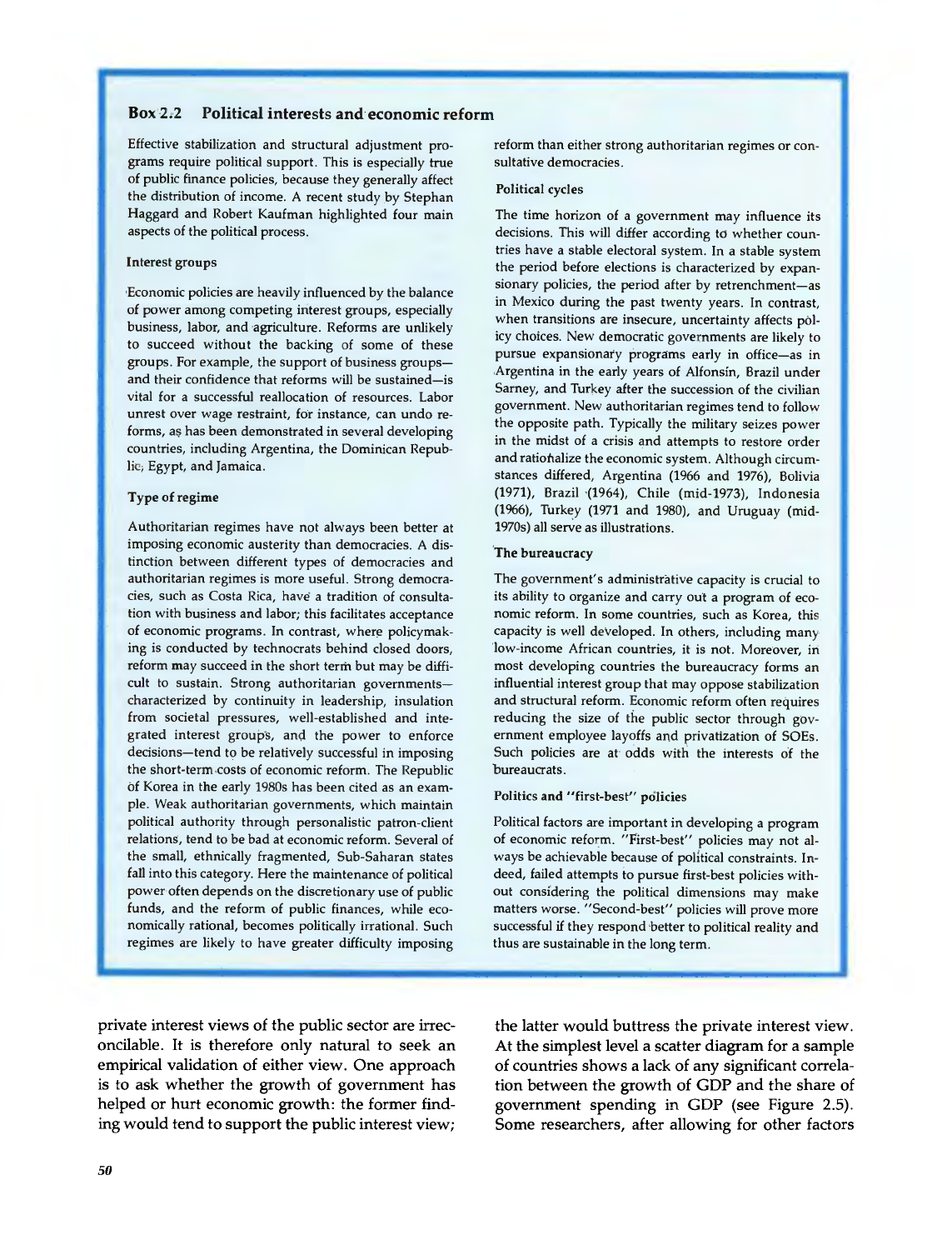## Box 2.2 Political interests and economic reform

Effective stabilization and structural adjustment programs require political support. This is especially true of public finance policies, because they generally affect the distribution of income. A recent study by Stephan Haggard and Robert Kaufman highlighted four main aspects of the political process.

### Interest groups

Economic policies are heavily influenced by the balance of power among competing interest groups, especially business, labor, and agriculture. Reforms are unlikely to succeed without the backing of some of these groups. For example, the support of business groups—and their confidence that reforms will be sustained—is vital for a successful reallocation of resources. Labor unrest over wage restraint, for instance, can undo reforms, as has been demonstrated in several developing countries, including Argentina, the Dominican Republic, Egypt, and Jamaica.

### Type of regime

Authoritarian regimes have not always been better at imposing economic austerity than democracies. A distinction between different types of democracies and authoritarian regimes is more useful. Strong democracies, such as Costa Rica, have a tradition of consultation with business and labor; this facilitates acceptance of economic programs. In contrast, where policymaking is conducted by technocrats behind closed doors, reform may succeed in the short term but may be difficult to sustain. Strong authoritarian governments—characterized by continuity in leadership, insulation from societal pressures, well-established and integrated interest groups, and the power to enforce decisions—tend to be relatively successful in imposing the short-term costs of economic reform. The Republic of Korea in the early 1980s has been cited as an example. Weak authoritarian governments, which maintain political authority through personalistic patron-client relations, tend to be bad at economic reform. Several of the small, ethnically fragmented, Sub-Saharan states fall into this category. Here the maintenance of political power often depends on the discretionary use of public funds, and the reform of public finances, while economically rational, becomes politically irrational. Such regimes are likely to have greater difficulty imposing reform than either strong authoritarian regimes or consultative democracies.

### Political cycles

The time horizon of a government may influence its decisions. This will differ according to whether countries have a stable electoral system. In a stable system the period before elections is characterized by expansionary policies, the period after by retrenchment—as in Mexico during the past twenty years. In contrast, when transitions are insecure, uncertainty affects policy choices. New democratic governments are likely to pursue expansionary programs early in office—as in Argentina in the early years of Alfonsín, Brazil under Sarney, and Turkey after the succession of the civilian government. New authoritarian regimes tend to follow the opposite path. Typically the military seizes power in the midst of a crisis and attempts to restore order and rationalize the economic system. Although circumstances differed, Argentina (1966 and 1976), Bolivia (1971), Brazil (1964), Chile (mid-1973), Indonesia (1966), Turkey (1971 and 1980), and Uruguay (mid-1970s) all serve as illustrations.

### The bureaucracy

The government's administrative capacity is crucial to its ability to organize and carry out a program of economic reform. In some countries, such as Korea, this capacity is well developed. In others, including many low-income African countries, it is not. Moreover, in most developing countries the bureaucracy forms an influential interest group that may oppose stabilization and structural reform. Economic reform often requires reducing the size of the public sector through government employee layoffs and privatization of SOEs. Such policies are at odds with the interests of the bureaucrats.

### Politics and "first-best" policies

Political factors are important in developing a program of economic reform. "First-best" policies may not always be achievable because of political constraints. Indeed, failed attempts to pursue first-best policies without considering the political dimensions may make matters worse. "Second-best" policies will prove more successful if they respond better to political reality and thus are sustainable in the long term.

---

private interest views of the public sector are irreconcilable. It is therefore only natural to seek an empirical validation of either view. One approach is to ask whether the growth of government has helped or hurt economic growth: the former finding would tend to support the public interest view; the latter would buttress the private interest view. At the simplest level a scatter diagram for a sample of countries shows a lack of any significant correlation between the growth of GDP and the share of government spending in GDP (see Figure 2.5). Some researchers, after allowing for other factors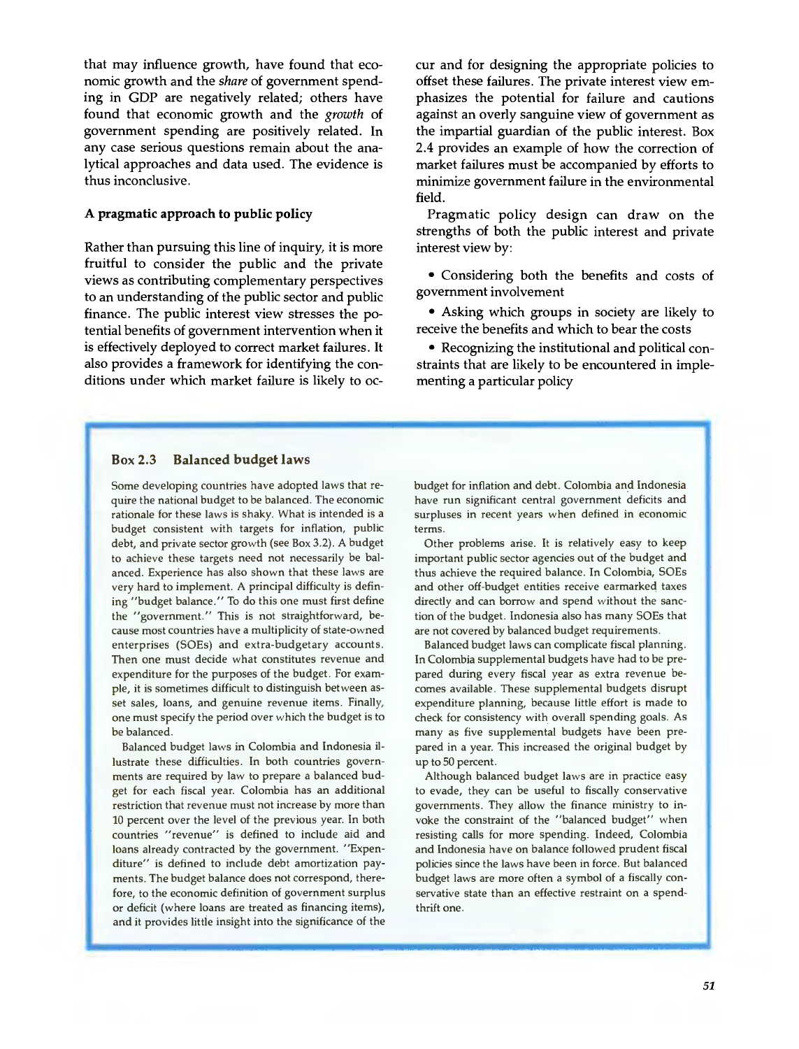that may influence growth, have found that economic growth and the *share* of government spending in GDP are negatively related; others have found that economic growth and the *growth* of government spending are positively related. In any case serious questions remain about the analytical approaches and data used. The evidence is thus inconclusive.

### A pragmatic approach to public policy

Rather than pursuing this line of inquiry, it is more fruitful to consider the public and the private views as contributing complementary perspectives to an understanding of the public sector and public finance. The public interest view stresses the potential benefits of government intervention when it is effectively deployed to correct market failures. It also provides a framework for identifying the conditions under which market failure is likely to occur and for designing the appropriate policies to offset these failures. The private interest view emphasizes the potential for failure and cautions against an overly sanguine view of government as the impartial guardian of the public interest. Box 2.4 provides an example of how the correction of market failures must be accompanied by efforts to minimize government failure in the environmental field.

Pragmatic policy design can draw on the strengths of both the public interest and private interest view by:

- Considering both the benefits and costs of government involvement
- Asking which groups in society are likely to receive the benefits and which to bear the costs
- Recognizing the institutional and political constraints that are likely to be encountered in implementing a particular policy

### Box 2.3 Balanced budget laws

Some developing countries have adopted laws that require the national budget to be balanced. The economic rationale for these laws is shaky. What is intended is a budget consistent with targets for inflation, public debt, and private sector growth (see Box 3.2). A budget to achieve these targets need not necessarily be balanced. Experience has also shown that these laws are very hard to implement. A principal difficulty is defining "budget balance." To do this one must first define the "government." This is not straightforward, because most countries have a multiplicity of state-owned enterprises (SOEs) and extra-budgetary accounts. Then one must decide what constitutes revenue and expenditure for the purposes of the budget. For example, it is sometimes difficult to distinguish between asset sales, loans, and genuine revenue items. Finally, one must specify the period over which the budget is to be balanced.

Balanced budget laws in Colombia and Indonesia illustrate these difficulties. In both countries governments are required by law to prepare a balanced budget for each fiscal year. Colombia has an additional restriction that revenue must not increase by more than 10 percent over the level of the previous year. In both countries "revenue" is defined to include aid and loans already contracted by the government. "Expenditure" is defined to include debt amortization payments. The budget balance does not correspond, therefore, to the economic definition of government surplus or deficit (where loans are treated as financing items), and it provides little insight into the significance of the budget for inflation and debt. Colombia and Indonesia have run significant central government deficits and surpluses in recent years when defined in economic terms.

Other problems arise. It is relatively easy to keep important public sector agencies out of the budget and thus achieve the required balance. In Colombia, SOEs and other off-budget entities receive earmarked taxes directly and can borrow and spend without the sanction of the budget. Indonesia also has many SOEs that are not covered by balanced budget requirements.

Balanced budget laws can complicate fiscal planning. In Colombia supplemental budgets have had to be prepared during every fiscal year as extra revenue becomes available. These supplemental budgets disrupt expenditure planning, because little effort is made to check for consistency with overall spending goals. As many as five supplemental budgets have been prepared in a year. This increased the original budget by up to 50 percent.

Although balanced budget laws are in practice easy to evade, they can be useful to fiscally conservative governments. They allow the finance ministry to invoke the constraint of the "balanced budget" when resisting calls for more spending. Indeed, Colombia and Indonesia have on balance followed prudent fiscal policies since the laws have been in force. But balanced budget laws are more often a symbol of a fiscally conservative state than an effective restraint on a spendthrift one.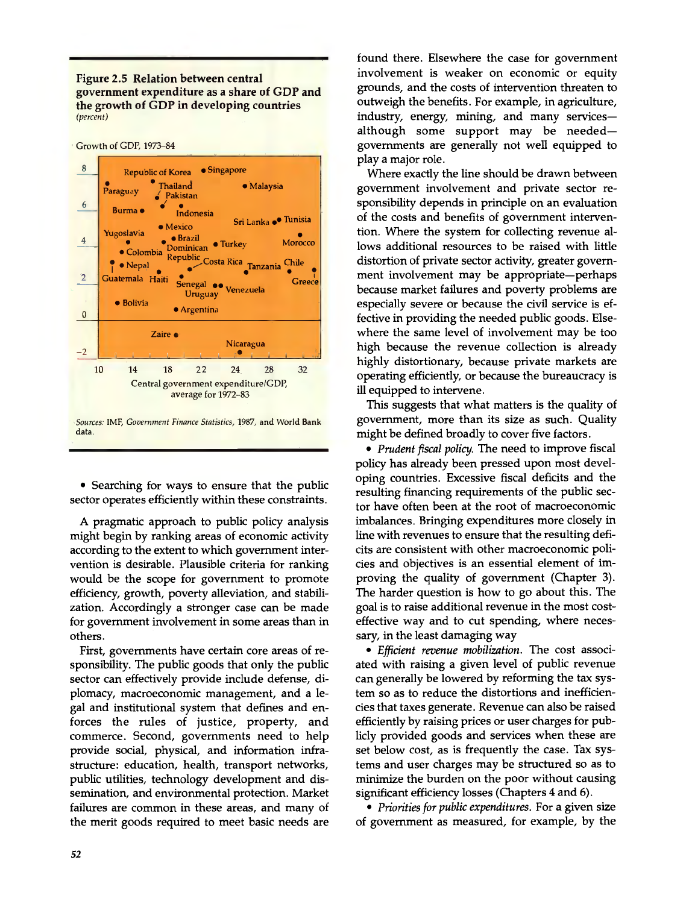**Figure 2.5 Relation between central government expenditure as a share of GDP and the growth of GDP in developing countries**
*(percent)*

Sources: IMF, *Government Finance Statistics*, 1987, and World Bank data.

- Searching for ways to ensure that the public sector operates efficiently within these constraints.

A pragmatic approach to public policy analysis might begin by ranking areas of economic activity according to the extent to which government intervention is desirable. Plausible criteria for ranking would be the scope for government to promote efficiency, growth, poverty alleviation, and stabilization. Accordingly a stronger case can be made for government involvement in some areas than in others.

First, governments have certain core areas of responsibility. The public goods that only the public sector can effectively provide include defense, diplomacy, macroeconomic management, and a legal and institutional system that defines and enforces the rules of justice, property, and commerce. Second, governments need to help provide social, physical, and information infrastructure: education, health, transport networks, public utilities, technology development and dissemination, and environmental protection. Market failures are common in these areas, and many of the merit goods required to meet basic needs are found there. Elsewhere the case for government involvement is weaker on economic or equity grounds, and the costs of intervention threaten to outweigh the benefits. For example, in agriculture, industry, energy, mining, and many services—although some support may be needed—governments are generally not well equipped to play a major role.

Where exactly the line should be drawn between government involvement and private sector responsibility depends in principle on an evaluation of the costs and benefits of government intervention. Where the system for collecting revenue allows additional resources to be raised with little distortion of private sector activity, greater government involvement may be appropriate—perhaps because market failures and poverty problems are especially severe or because the civil service is effective in providing the needed public goods. Elsewhere the same level of involvement may be too high because the revenue collection is already highly distortionary, because private markets are operating efficiently, or because the bureaucracy is ill equipped to intervene.

This suggests that what matters is the quality of government, more than its size as such. Quality might be defined broadly to cover five factors.

- *Prudent fiscal policy.* The need to improve fiscal policy has already been pressed upon most developing countries. Excessive fiscal deficits and the resulting financing requirements of the public sector have often been at the root of macroeconomic imbalances. Bringing expenditures more closely in line with revenues to ensure that the resulting deficits are consistent with other macroeconomic policies and objectives is an essential element of improving the quality of government (Chapter 3). The harder question is how to go about this. The goal is to raise additional revenue in the most cost-effective way and to cut spending, where necessary, in the least damaging way
- *Efficient revenue mobilization.* The cost associated with raising a given level of public revenue can generally be lowered by reforming the tax system so as to reduce the distortions and inefficiencies that taxes generate. Revenue can also be raised efficiently by raising prices or user charges for publicly provided goods and services when these are set below cost, as is frequently the case. Tax systems and user charges may be structured so as to minimize the burden on the poor without causing significant efficiency losses (Chapters 4 and 6).
- *Priorities for public expenditures.* For a given size of government as measured, for example, by the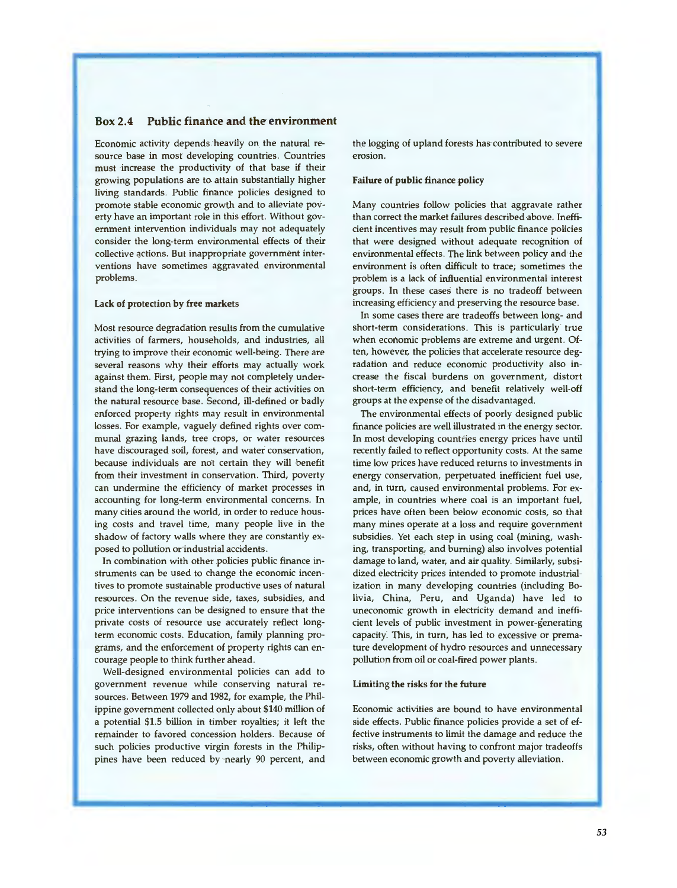## Box 2.4 Public finance and the environment

Economic activity depends heavily on the natural resource base in most developing countries. Countries must increase the productivity of that base if their growing populations are to attain substantially higher living standards. Public finance policies designed to promote stable economic growth and to alleviate poverty have an important role in this effort. Without government intervention individuals may not adequately consider the long-term environmental effects of their collective actions. But inappropriate government interventions have sometimes aggravated environmental problems.

### Lack of protection by free markets

Most resource degradation results from the cumulative activities of farmers, households, and industries, all trying to improve their economic well-being. There are several reasons why their efforts may actually work against them. First, people may not completely understand the long-term consequences of their activities on the natural resource base. Second, ill-defined or badly enforced property rights may result in environmental losses. For example, vaguely defined rights over communal grazing lands, tree crops, or water resources have discouraged soil, forest, and water conservation, because individuals are not certain they will benefit from their investment in conservation. Third, poverty can undermine the efficiency of market processes in accounting for long-term environmental concerns. In many cities around the world, in order to reduce housing costs and travel time, many people live in the shadow of factory walls where they are constantly exposed to pollution or industrial accidents.

In combination with other policies public finance instruments can be used to change the economic incentives to promote sustainable productive uses of natural resources. On the revenue side, taxes, subsidies, and price interventions can be designed to ensure that the private costs of resource use accurately reflect long-term economic costs. Education, family planning programs, and the enforcement of property rights can encourage people to think further ahead.

Well-designed environmental policies can add to government revenue while conserving natural resources. Between 1979 and 1982, for example, the Philippine government collected only about $140 million of a potential $1.5 billion in timber royalties; it left the remainder to favored concession holders. Because of such policies productive virgin forests in the Philippines have been reduced by nearly 90 percent, and the logging of upland forests has contributed to severe erosion.

### Failure of public finance policy

Many countries follow policies that aggravate rather than correct the market failures described above. Inefficient incentives may result from public finance policies that were designed without adequate recognition of environmental effects. The link between policy and the environment is often difficult to trace; sometimes the problem is a lack of influential environmental interest groups. In these cases there is no tradeoff between increasing efficiency and preserving the resource base.

In some cases there are tradeoffs between long- and short-term considerations. This is particularly true when economic problems are extreme and urgent. Often, however, the policies that accelerate resource degradation and reduce economic productivity also increase the fiscal burdens on government, distort short-term efficiency, and benefit relatively well-off groups at the expense of the disadvantaged.

The environmental effects of poorly designed public finance policies are well illustrated in the energy sector. In most developing countries energy prices have until recently failed to reflect opportunity costs. At the same time low prices have reduced returns to investments in energy conservation, perpetuated inefficient fuel use, and, in turn, caused environmental problems. For example, in countries where coal is an important fuel, prices have often been below economic costs, so that many mines operate at a loss and require government subsidies. Yet each step in using coal (mining, washing, transporting, and burning) also involves potential damage to land, water, and air quality. Similarly, subsidized electricity prices intended to promote industrialization in many developing countries (including Bolivia, China, Peru, and Uganda) have led to uneconomic growth in electricity demand and inefficient levels of public investment in power-generating capacity. This, in turn, has led to excessive or premature development of hydro resources and unnecessary pollution from oil or coal-fired power plants.

### Limiting the risks for the future

Economic activities are bound to have environmental side effects. Public finance policies provide a set of effective instruments to limit the damage and reduce the risks, often without having to confront major tradeoffs between economic growth and poverty alleviation.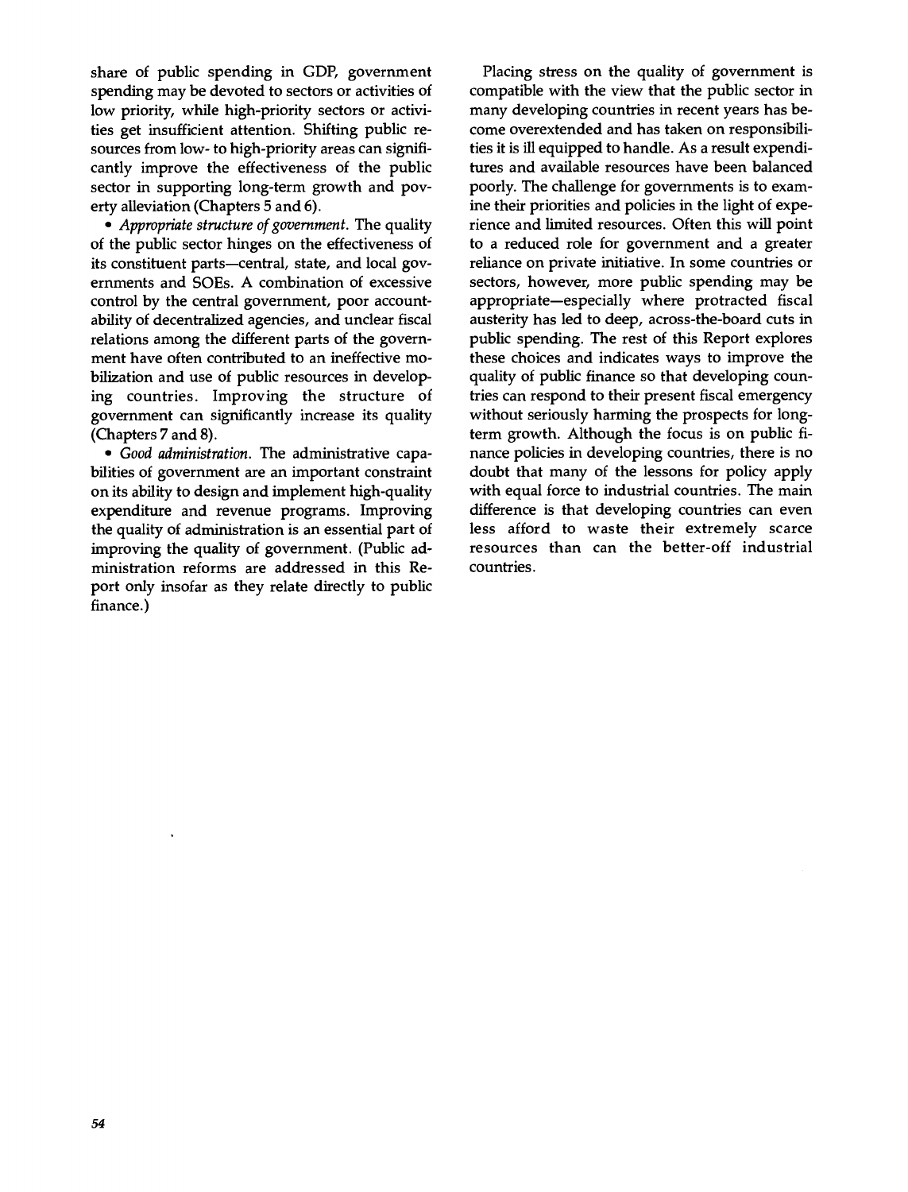share of public spending in GDP, government spending may be devoted to sectors or activities of low priority, while high-priority sectors or activities get insufficient attention. Shifting public resources from low- to high-priority areas can significantly improve the effectiveness of the public sector in supporting long-term growth and poverty alleviation (Chapters 5 and 6).

- *Appropriate structure of government.* The quality of the public sector hinges on the effectiveness of its constituent parts—central, state, and local governments and SOEs. A combination of excessive control by the central government, poor accountability of decentralized agencies, and unclear fiscal relations among the different parts of the government have often contributed to an ineffective mobilization and use of public resources in developing countries. Improving the structure of government can significantly increase its quality (Chapters 7 and 8).
- *Good administration.* The administrative capabilities of government are an important constraint on its ability to design and implement high-quality expenditure and revenue programs. Improving the quality of administration is an essential part of improving the quality of government. (Public administration reforms are addressed in this Report only insofar as they relate directly to public finance.)

Placing stress on the quality of government is compatible with the view that the public sector in many developing countries in recent years has become overextended and has taken on responsibilities it is ill equipped to handle. As a result expenditures and available resources have been balanced poorly. The challenge for governments is to examine their priorities and policies in the light of experience and limited resources. Often this will point to a reduced role for government and a greater reliance on private initiative. In some countries or sectors, however, more public spending may be appropriate—especially where protracted fiscal austerity has led to deep, across-the-board cuts in public spending. The rest of this Report explores these choices and indicates ways to improve the quality of public finance so that developing countries can respond to their present fiscal emergency without seriously harming the prospects for long-term growth. Although the focus is on public finance policies in developing countries, there is no doubt that many of the lessons for policy apply with equal force to industrial countries. The main difference is that developing countries can even less afford to waste their extremely scarce resources than can the better-off industrial countries.